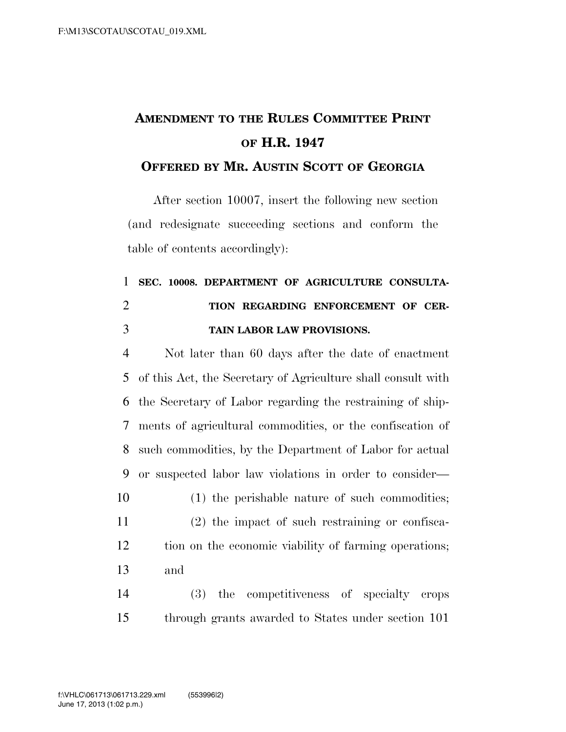# AMENDMENT TO THE RULES COMMITTEE PRINT OF H.R. 1947

## OFFERED BY MR. AUSTIN SCOTT OF GEORGIA

After section 10007, insert the following new section (and redesignate succeeding sections and conform the table of contents accordingly):

**SEC. 10008. DEPARTMENT OF AGRICULTURE CONSULTATION REGARDING ENFORCEMENT OF CERTAIN LABOR LAW PROVISIONS.**

Not later than 60 days after the date of enactment of this Act, the Secretary of Agriculture shall consult with the Secretary of Labor regarding the restraining of shipments of agricultural commodities, or the confiscation of such commodities, by the Department of Labor for actual or suspected labor law violations in order to consider—

(1) the perishable nature of such commodities;

(2) the impact of such restraining or confiscation on the economic viability of farming operations; and

(3) the competitiveness of specialty crops through grants awarded to States under section 101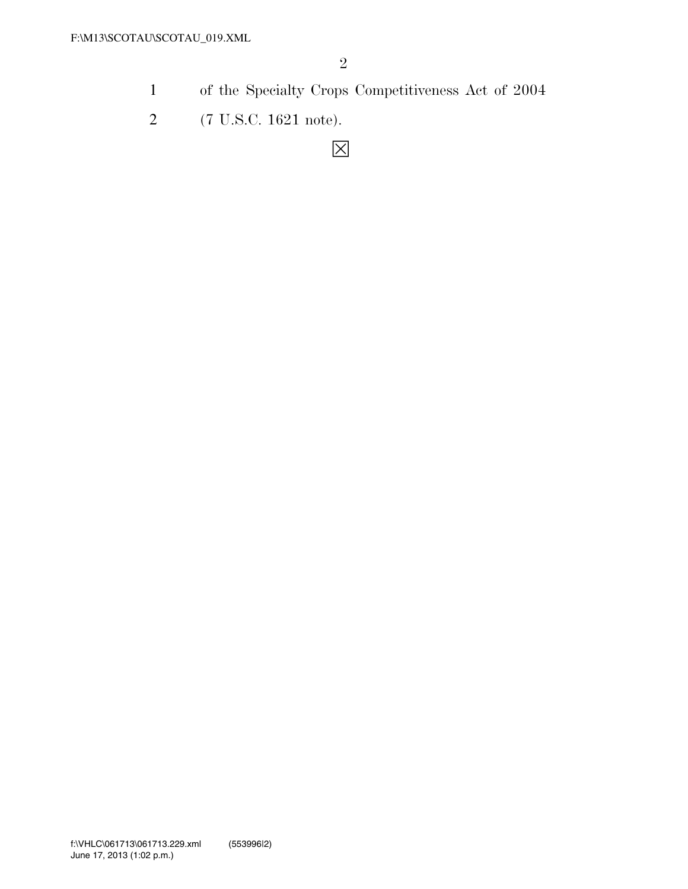of the Specialty Crops Competitiveness Act of 2004 (7 U.S.C. 1621 note).

☒